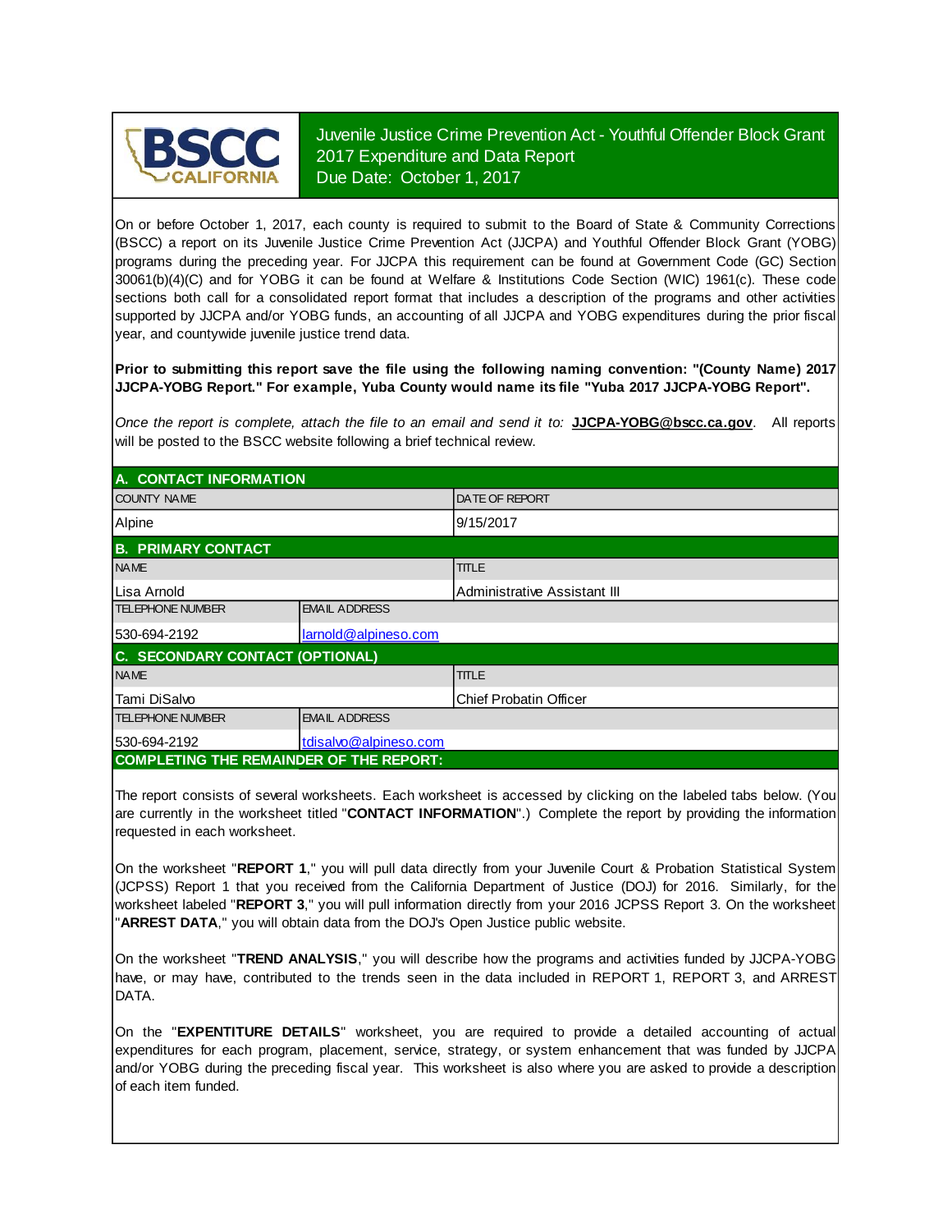BSCC CALIFORNIA

# Juvenile Justice Crime Prevention Act - Youthful Offender Block Grant 2017 Expenditure and Data Report
Due Date: October 1, 2017

On or before October 1, 2017, each county is required to submit to the Board of State & Community Corrections (BSCC) a report on its Juvenile Justice Crime Prevention Act (JJCPA) and Youthful Offender Block Grant (YOBG) programs during the preceding year. For JJCPA this requirement can be found at Government Code (GC) Section 30061(b)(4)(C) and for YOBG it can be found at Welfare & Institutions Code Section (WIC) 1961(c). These code sections both call for a consolidated report format that includes a description of the programs and other activities supported by JJCPA and/or YOBG funds, an accounting of all JJCPA and YOBG expenditures during the prior fiscal year, and countywide juvenile justice trend data.

**Prior to submitting this report save the file using the following naming convention: "(County Name) 2017 JJCPA-YOBG Report." For example, Yuba County would name its file "Yuba 2017 JJCPA-YOBG Report".**

*Once the report is complete, attach the file to an email and send it to:* **JJCPA-YOBG@bscc.ca.gov**. All reports will be posted to the BSCC website following a brief technical review.

## A. CONTACT INFORMATION

| COUNTY NAME | DATE OF REPORT |
|---|---|
| Alpine | 9/15/2017 |

## B. PRIMARY CONTACT

| NAME | TITLE |
|---|---|
| Lisa Arnold | Administrative Assistant III |
| **TELEPHONE NUMBER** | **EMAIL ADDRESS** |
| 530-694-2192 | larnold@alpineso.com |

## C. SECONDARY CONTACT (OPTIONAL)

| NAME | TITLE |
|---|---|
| Tami DiSalvo | Chief Probatin Officer |
| **TELEPHONE NUMBER** | **EMAIL ADDRESS** |
| 530-694-2192 | tdisalvo@alpineso.com |

## COMPLETING THE REMAINDER OF THE REPORT:

The report consists of several worksheets. Each worksheet is accessed by clicking on the labeled tabs below. (You are currently in the worksheet titled "**CONTACT INFORMATION**".) Complete the report by providing the information requested in each worksheet.

On the worksheet "**REPORT 1**," you will pull data directly from your Juvenile Court & Probation Statistical System (JCPSS) Report 1 that you received from the California Department of Justice (DOJ) for 2016. Similarly, for the worksheet labeled "**REPORT 3**," you will pull information directly from your 2016 JCPSS Report 3. On the worksheet "**ARREST DATA**," you will obtain data from the DOJ's Open Justice public website.

On the worksheet "**TREND ANALYSIS**," you will describe how the programs and activities funded by JJCPA-YOBG have, or may have, contributed to the trends seen in the data included in REPORT 1, REPORT 3, and ARREST DATA.

On the "**EXPENTITURE DETAILS**" worksheet, you are required to provide a detailed accounting of actual expenditures for each program, placement, service, strategy, or system enhancement that was funded by JJCPA and/or YOBG during the preceding fiscal year. This worksheet is also where you are asked to provide a description of each item funded.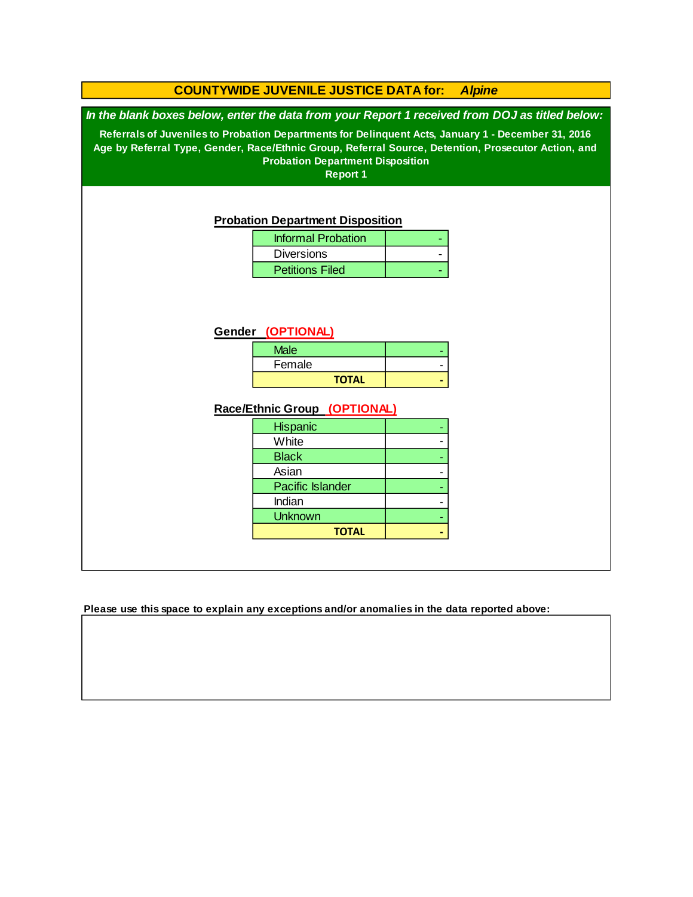# COUNTYWIDE JUVENILE JUSTICE DATA for: *Alpine*

***In the blank boxes below, enter the data from your Report 1 received from DOJ as titled below:***

**Referrals of Juveniles to Probation Departments for Delinquent Acts, January 1 - December 31, 2016**
**Age by Referral Type, Gender, Race/Ethnic Group, Referral Source, Detention, Prosecutor Action, and Probation Department Disposition**
**Report 1**

### Probation Department Disposition

| | |
|---|---|
| Informal Probation | - |
| Diversions | - |
| Petitions Filed | - |

### Gender (OPTIONAL)

| | |
|---|---|
| Male | - |
| Female | - |
| **TOTAL** | **-** |

### Race/Ethnic Group (OPTIONAL)

| | |
|---|---|
| Hispanic | - |
| White | - |
| Black | - |
| Asian | - |
| Pacific Islander | - |
| Indian | - |
| Unknown | - |
| **TOTAL** | **-** |

**Please use this space to explain any exceptions and/or anomalies in the data reported above:**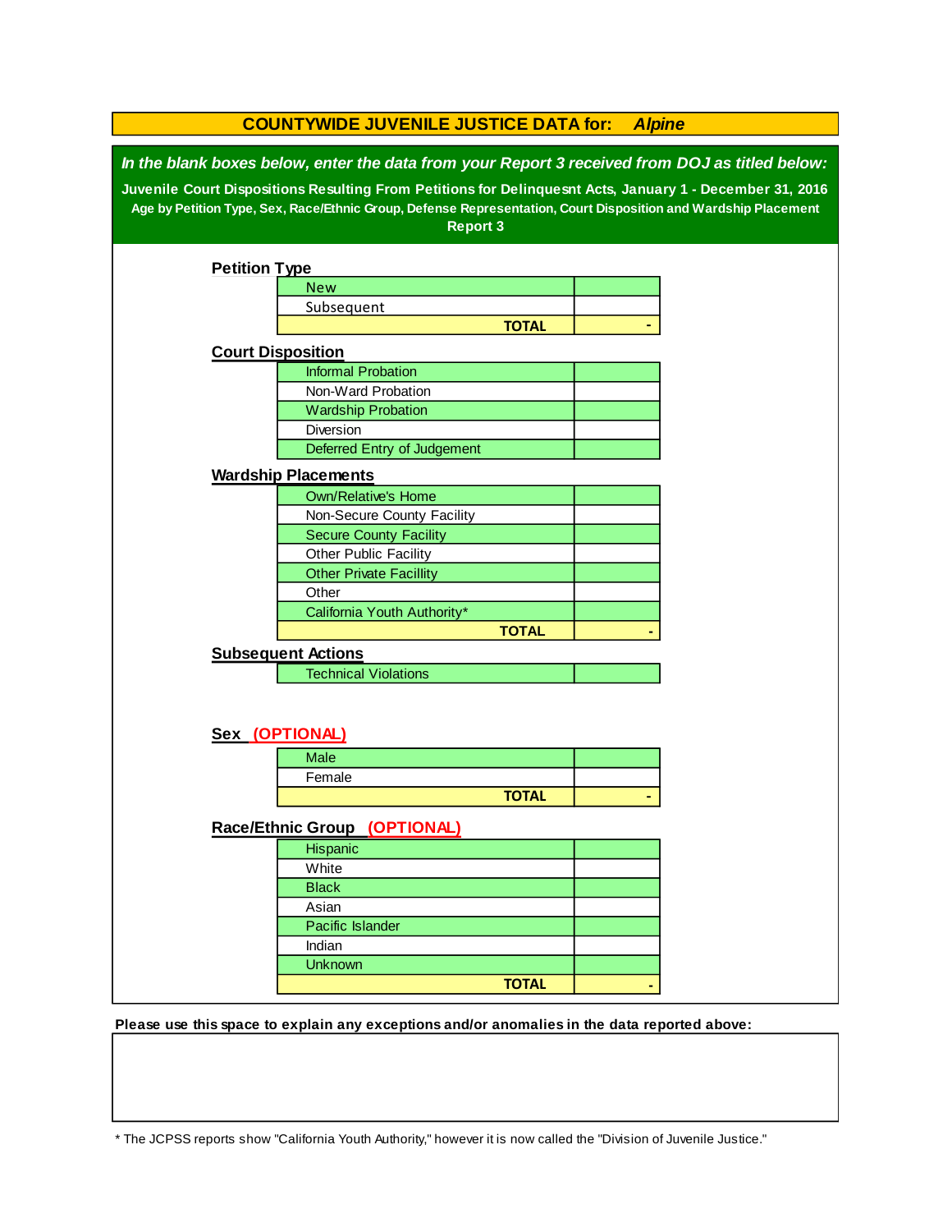# COUNTYWIDE JUVENILE JUSTICE DATA for: *Alpine*

***In the blank boxes below, enter the data from your Report 3 received from DOJ as titled below:***

**Juvenile Court Dispositions Resulting From Petitions for Delinquesnt Acts, January 1 - December 31, 2016**

**Age by Petition Type, Sex, Race/Ethnic Group, Defense Representation, Court Disposition and Wardship Placement**

**Report 3**

## Petition Type

| | |
|---|---|
| New | |
| Subsequent | |
| **TOTAL** | **-** |

## Court Disposition

| | |
|---|---|
| Informal Probation | |
| Non-Ward Probation | |
| Wardship Probation | |
| Diversion | |
| Deferred Entry of Judgement | |

## Wardship Placements

| | |
|---|---|
| Own/Relative's Home | |
| Non-Secure County Facility | |
| Secure County Facility | |
| Other Public Facility | |
| Other Private Facillity | |
| Other | |
| California Youth Authority* | |
| **TOTAL** | **-** |

## Subsequent Actions

| | |
|---|---|
| Technical Violations | |

## Sex (OPTIONAL)

| | |
|---|---|
| Male | |
| Female | |
| **TOTAL** | **-** |

## Race/Ethnic Group (OPTIONAL)

| | |
|---|---|
| Hispanic | |
| White | |
| Black | |
| Asian | |
| Pacific Islander | |
| Indian | |
| Unknown | |
| **TOTAL** | **-** |

**Please use this space to explain any exceptions and/or anomalies in the data reported above:**

* The JCPSS reports show "California Youth Authority," however it is now called the "Division of Juvenile Justice."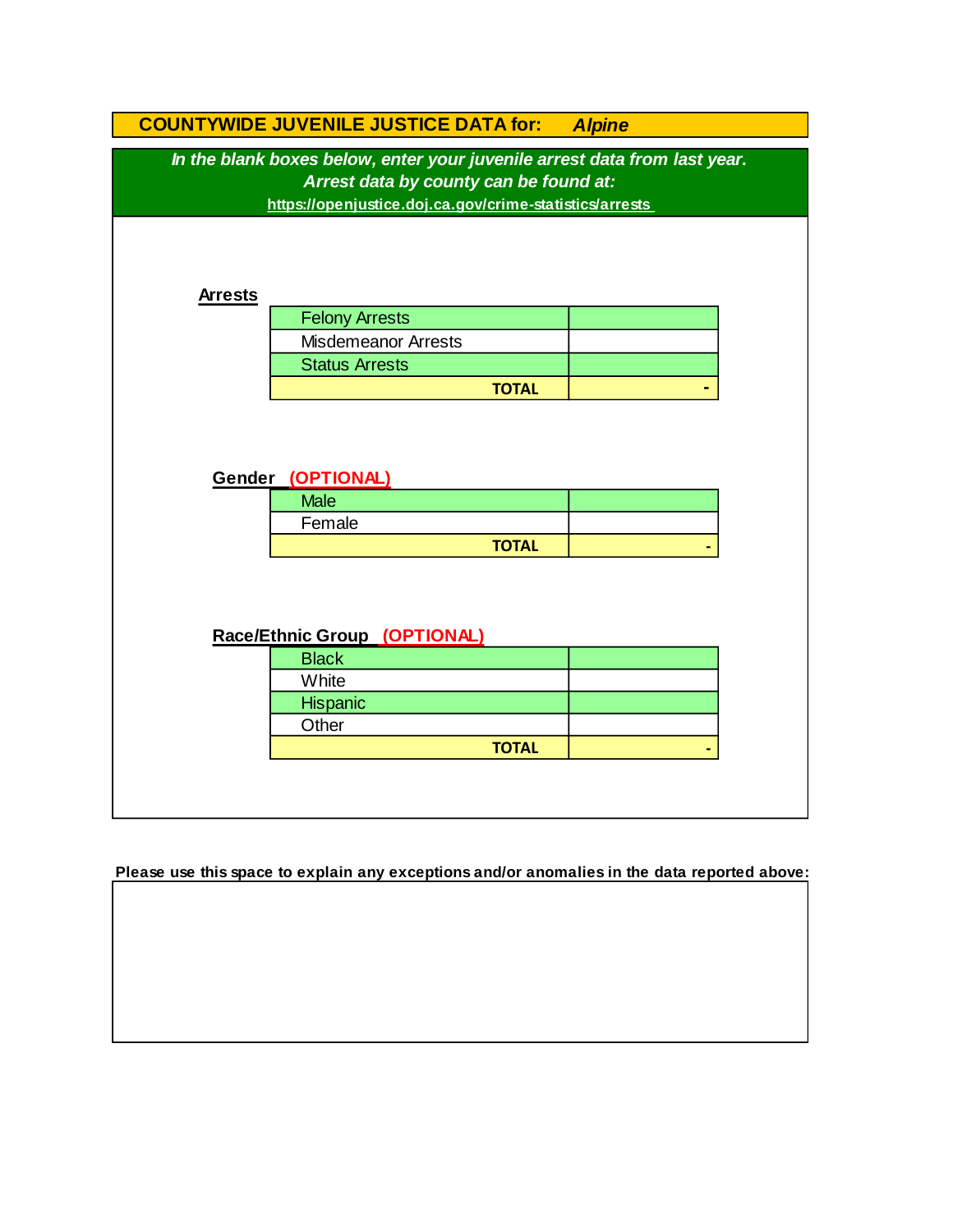## COUNTYWIDE JUVENILE JUSTICE DATA for: *Alpine*

***In the blank boxes below, enter your juvenile arrest data from last year.***
***Arrest data by county can be found at:***
**https://openjustice.doj.ca.gov/crime-statistics/arrests**

### Arrests

| | |
|---|---|
| Felony Arrests | |
| Misdemeanor Arrests | |
| Status Arrests | |
| **TOTAL** | - |

### Gender (OPTIONAL)

| | |
|---|---|
| Male | |
| Female | |
| **TOTAL** | - |

### Race/Ethnic Group (OPTIONAL)

| | |
|---|---|
| Black | |
| White | |
| Hispanic | |
| Other | |
| **TOTAL** | - |

**Please use this space to explain any exceptions and/or anomalies in the data reported above:**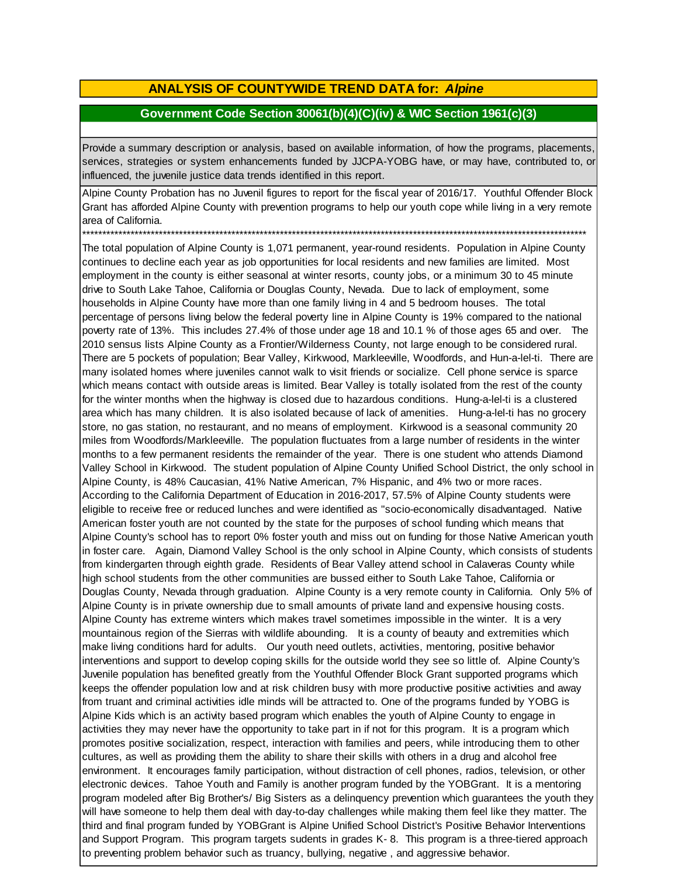## ANALYSIS OF COUNTYWIDE TREND DATA for: *Alpine*

### Government Code Section 30061(b)(4)(C)(iv) & WIC Section 1961(c)(3)

Provide a summary description or analysis, based on available information, of how the programs, placements, services, strategies or system enhancements funded by JJCPA-YOBG have, or may have, contributed to, or influenced, the juvenile justice data trends identified in this report.

Alpine County Probation has no Juvenil figures to report for the fiscal year of 2016/17. Youthful Offender Block Grant has afforded Alpine County with prevention programs to help our youth cope while living in a very remote area of California.
****************************************************************************************************************************

The total population of Alpine County is 1,071 permanent, year-round residents. Population in Alpine County continues to decline each year as job opportunities for local residents and new families are limited. Most employment in the county is either seasonal at winter resorts, county jobs, or a minimum 30 to 45 minute drive to South Lake Tahoe, California or Douglas County, Nevada. Due to lack of employment, some households in Alpine County have more than one family living in 4 and 5 bedroom houses. The total percentage of persons living below the federal poverty line in Alpine County is 19% compared to the national poverty rate of 13%. This includes 27.4% of those under age 18 and 10.1 % of those ages 65 and over. The 2010 sensus lists Alpine County as a Frontier/Wilderness County, not large enough to be considered rural. There are 5 pockets of population; Bear Valley, Kirkwood, Markleeville, Woodfords, and Hun-a-lel-ti. There are many isolated homes where juveniles cannot walk to visit friends or socialize. Cell phone service is sparce which means contact with outside areas is limited. Bear Valley is totally isolated from the rest of the county for the winter months when the highway is closed due to hazardous conditions. Hung-a-lel-ti is a clustered area which has many children. It is also isolated because of lack of amenities. Hung-a-lel-ti has no grocery store, no gas station, no restaurant, and no means of employment. Kirkwood is a seasonal community 20 miles from Woodfords/Markleeville. The population fluctuates from a large number of residents in the winter months to a few permanent residents the remainder of the year. There is one student who attends Diamond Valley School in Kirkwood. The student population of Alpine County Unified School District, the only school in Alpine County, is 48% Caucasian, 41% Native American, 7% Hispanic, and 4% two or more races. According to the California Department of Education in 2016-2017, 57.5% of Alpine County students were eligible to receive free or reduced lunches and were identified as "socio-economically disadvantaged. Native American foster youth are not counted by the state for the purposes of school funding which means that Alpine County's school has to report 0% foster youth and miss out on funding for those Native American youth in foster care. Again, Diamond Valley School is the only school in Alpine County, which consists of students from kindergarten through eighth grade. Residents of Bear Valley attend school in Calaveras County while high school students from the other communities are bussed either to South Lake Tahoe, California or Douglas County, Nevada through graduation. Alpine County is a very remote county in California. Only 5% of Alpine County is in private ownership due to small amounts of private land and expensive housing costs. Alpine County has extreme winters which makes travel sometimes impossible in the winter. It is a very mountainous region of the Sierras with wildlife abounding. It is a county of beauty and extremities which make living conditions hard for adults. Our youth need outlets, activities, mentoring, positive behavior interventions and support to develop coping skills for the outside world they see so little of. Alpine County's Juvenile population has benefited greatly from the Youthful Offender Block Grant supported programs which keeps the offender population low and at risk children busy with more productive positive activities and away from truant and criminal activities idle minds will be attracted to. One of the programs funded by YOBG is Alpine Kids which is an activity based program which enables the youth of Alpine County to engage in activities they may never have the opportunity to take part in if not for this program. It is a program which promotes positive socialization, respect, interaction with families and peers, while introducing them to other cultures, as well as providing them the ability to share their skills with others in a drug and alcohol free environment. It encourages family participation, without distraction of cell phones, radios, television, or other electronic devices. Tahoe Youth and Family is another program funded by the YOBGrant. It is a mentoring program modeled after Big Brother's/ Big Sisters as a delinquency prevention which guarantees the youth they will have someone to help them deal with day-to-day challenges while making them feel like they matter. The third and final program funded by YOBGrant is Alpine Unified School District's Positive Behavior Interventions and Support Program. This program targets sudents in grades K- 8. This program is a three-tiered approach to preventing problem behavior such as truancy, bullying, negative , and aggressive behavior.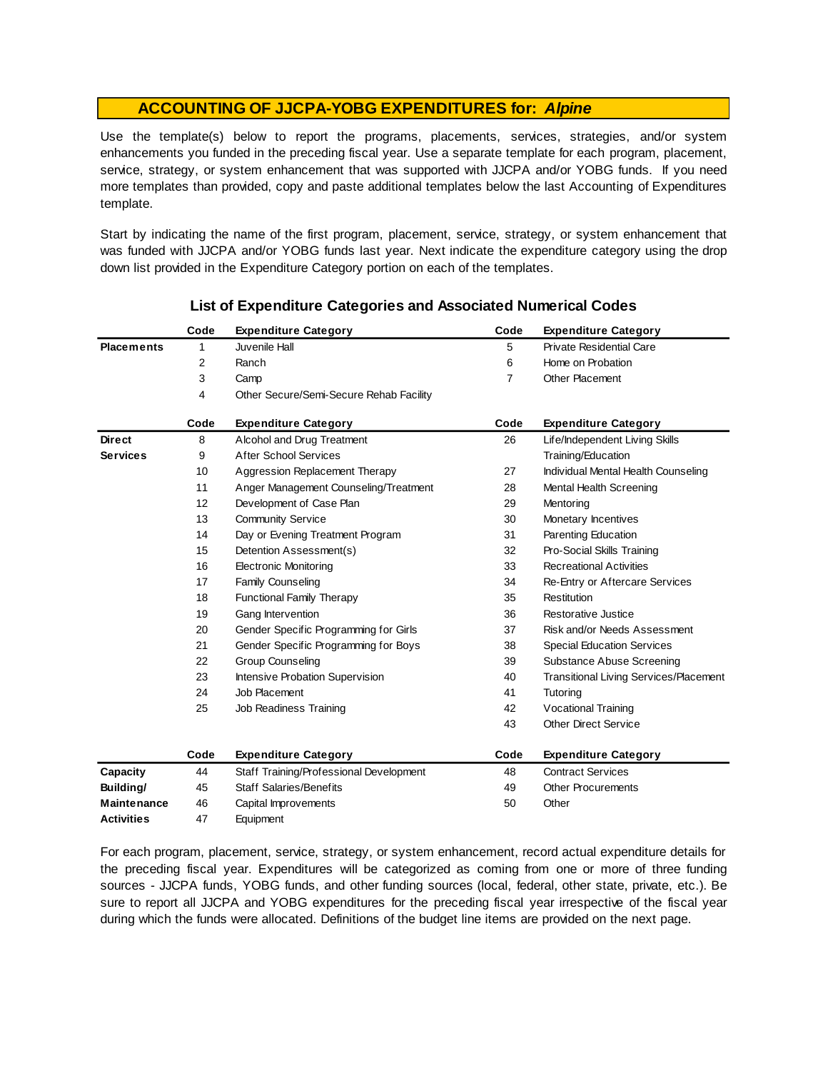## ACCOUNTING OF JJCPA-YOBG EXPENDITURES for: *Alpine*

Use the template(s) below to report the programs, placements, services, strategies, and/or system enhancements you funded in the preceding fiscal year. Use a separate template for each program, placement, service, strategy, or system enhancement that was supported with JJCPA and/or YOBG funds. If you need more templates than provided, copy and paste additional templates below the last Accounting of Expenditures template.

Start by indicating the name of the first program, placement, service, strategy, or system enhancement that was funded with JJCPA and/or YOBG funds last year. Next indicate the expenditure category using the drop down list provided in the Expenditure Category portion on each of the templates.

### List of Expenditure Categories and Associated Numerical Codes

| | Code | Expenditure Category | Code | Expenditure Category |
|---|---|---|---|---|
| **Placements** | 1 | Juvenile Hall | 5 | Private Residential Care |
| | 2 | Ranch | 6 | Home on Probation |
| | 3 | Camp | 7 | Other Placement |
| | 4 | Other Secure/Semi-Secure Rehab Facility | | |

| | Code | Expenditure Category | Code | Expenditure Category |
|---|---|---|---|---|
| **Direct Services** | 8 | Alcohol and Drug Treatment | 26 | Life/Independent Living Skills Training/Education |
| | 9 | After School Services | 27 | Individual Mental Health Counseling |
| | 10 | Aggression Replacement Therapy | 28 | Mental Health Screening |
| | 11 | Anger Management Counseling/Treatment | 29 | Mentoring |
| | 12 | Development of Case Plan | 30 | Monetary Incentives |
| | 13 | Community Service | 31 | Parenting Education |
| | 14 | Day or Evening Treatment Program | 32 | Pro-Social Skills Training |
| | 15 | Detention Assessment(s) | 33 | Recreational Activities |
| | 16 | Electronic Monitoring | 34 | Re-Entry or Aftercare Services |
| | 17 | Family Counseling | 35 | Restitution |
| | 18 | Functional Family Therapy | 36 | Restorative Justice |
| | 19 | Gang Intervention | 37 | Risk and/or Needs Assessment |
| | 20 | Gender Specific Programming for Girls | 38 | Special Education Services |
| | 21 | Gender Specific Programming for Boys | 39 | Substance Abuse Screening |
| | 22 | Group Counseling | 40 | Transitional Living Services/Placement |
| | 23 | Intensive Probation Supervision | 41 | Tutoring |
| | 24 | Job Placement | 42 | Vocational Training |
| | 25 | Job Readiness Training | 43 | Other Direct Service |

| | Code | Expenditure Category | Code | Expenditure Category |
|---|---|---|---|---|
| **Capacity Building/ Maintenance Activities** | 44 | Staff Training/Professional Development | 48 | Contract Services |
| | 45 | Staff Salaries/Benefits | 49 | Other Procurements |
| | 46 | Capital Improvements | 50 | Other |
| | 47 | Equipment | | |

For each program, placement, service, strategy, or system enhancement, record actual expenditure details for the preceding fiscal year. Expenditures will be categorized as coming from one or more of three funding sources - JJCPA funds, YOBG funds, and other funding sources (local, federal, other state, private, etc.). Be sure to report all JJCPA and YOBG expenditures for the preceding fiscal year irrespective of the fiscal year during which the funds were allocated. Definitions of the budget line items are provided on the next page.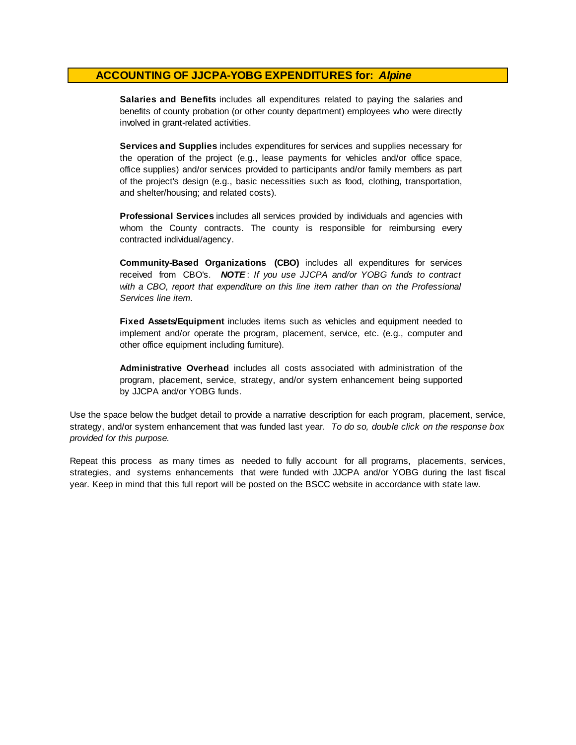## ACCOUNTING OF JJCPA-YOBG EXPENDITURES for: *Alpine*

**Salaries and Benefits** includes all expenditures related to paying the salaries and benefits of county probation (or other county department) employees who were directly involved in grant-related activities.

**Services and Supplies** includes expenditures for services and supplies necessary for the operation of the project (e.g., lease payments for vehicles and/or office space, office supplies) and/or services provided to participants and/or family members as part of the project's design (e.g., basic necessities such as food, clothing, transportation, and shelter/housing; and related costs).

**Professional Services** includes all services provided by individuals and agencies with whom the County contracts. The county is responsible for reimbursing every contracted individual/agency.

**Community-Based Organizations (CBO)** includes all expenditures for services received from CBO's. ***NOTE***: *If you use JJCPA and/or YOBG funds to contract with a CBO, report that expenditure on this line item rather than on the Professional Services line item.*

**Fixed Assets/Equipment** includes items such as vehicles and equipment needed to implement and/or operate the program, placement, service, etc. (e.g., computer and other office equipment including furniture).

**Administrative Overhead** includes all costs associated with administration of the program, placement, service, strategy, and/or system enhancement being supported by JJCPA and/or YOBG funds.

Use the space below the budget detail to provide a narrative description for each program, placement, service, strategy, and/or system enhancement that was funded last year. *To do so, double click on the response box provided for this purpose.*

Repeat this process as many times as needed to fully account for all programs, placements, services, strategies, and systems enhancements that were funded with JJCPA and/or YOBG during the last fiscal year. Keep in mind that this full report will be posted on the BSCC website in accordance with state law.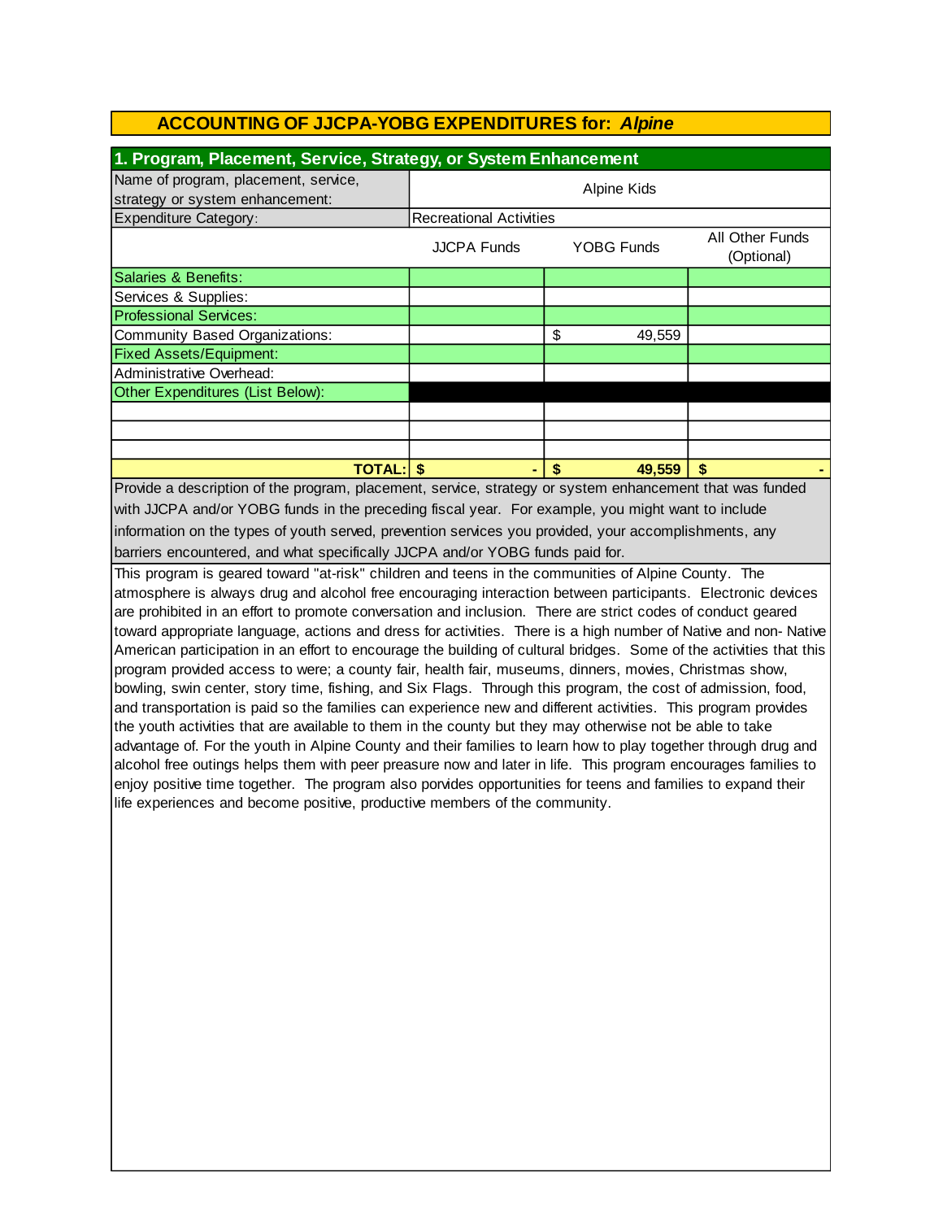## ACCOUNTING OF JJCPA-YOBG EXPENDITURES for: *Alpine*

### 1. Program, Placement, Service, Strategy, or System Enhancement

| Name of program, placement, service, strategy or system enhancement: | Alpine Kids | | |
|---|---|---|---|
| Expenditure Category: | Recreational Activities | | |
| | JJCPA Funds | YOBG Funds | All Other Funds (Optional) |
| Salaries & Benefits: | | | |
| Services & Supplies: | | | |
| Professional Services: | | | |
| Community Based Organizations: | | $ 49,559 | |
| Fixed Assets/Equipment: | | | |
| Administrative Overhead: | | | |
| Other Expenditures (List Below): | | | |
| | | | |
| | | | |
| | | | |
| **TOTAL:** | **$ -** | **$ 49,559** | **$ -** |

Provide a description of the program, placement, service, strategy or system enhancement that was funded with JJCPA and/or YOBG funds in the preceding fiscal year. For example, you might want to include information on the types of youth served, prevention services you provided, your accomplishments, any barriers encountered, and what specifically JJCPA and/or YOBG funds paid for.

This program is geared toward "at-risk" children and teens in the communities of Alpine County. The atmosphere is always drug and alcohol free encouraging interaction between participants. Electronic devices are prohibited in an effort to promote conversation and inclusion. There are strict codes of conduct geared toward appropriate language, actions and dress for activities. There is a high number of Native and non- Native American participation in an effort to encourage the building of cultural bridges. Some of the activities that this program provided access to were; a county fair, health fair, museums, dinners, movies, Christmas show, bowling, swin center, story time, fishing, and Six Flags. Through this program, the cost of admission, food, and transportation is paid so the families can experience new and different activities. This program provides the youth activities that are available to them in the county but they may otherwise not be able to take advantage of. For the youth in Alpine County and their families to learn how to play together through drug and alcohol free outings helps them with peer preasure now and later in life. This program encourages families to enjoy positive time together. The program also porvides opportunities for teens and families to expand their life experiences and become positive, productive members of the community.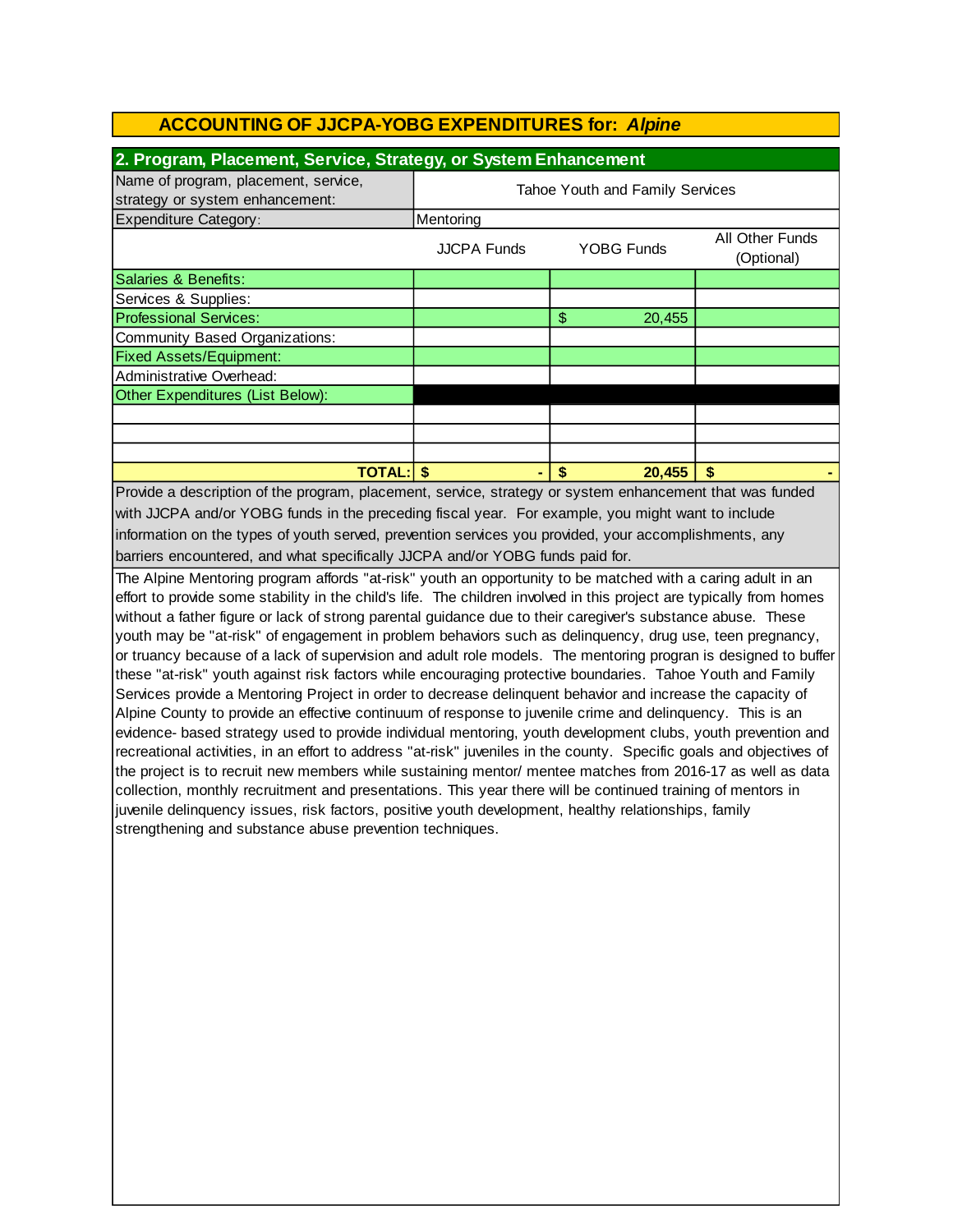## ACCOUNTING OF JJCPA-YOBG EXPENDITURES for: *Alpine*

### 2. Program, Placement, Service, Strategy, or System Enhancement

| Name of program, placement, service, strategy or system enhancement: | Tahoe Youth and Family Services | | |
|---|---|---|---|
| Expenditure Category: | Mentoring | | |
| | JJCPA Funds | YOBG Funds | All Other Funds (Optional) |
| Salaries & Benefits: | | | |
| Services & Supplies: | | | |
| Professional Services: | | $ 20,455 | |
| Community Based Organizations: | | | |
| Fixed Assets/Equipment: | | | |
| Administrative Overhead: | | | |
| Other Expenditures (List Below): | | | |
| | | | |
| | | | |
| | | | |
| **TOTAL:** | **$ -** | **$ 20,455** | **$ -** |

Provide a description of the program, placement, service, strategy or system enhancement that was funded with JJCPA and/or YOBG funds in the preceding fiscal year. For example, you might want to include information on the types of youth served, prevention services you provided, your accomplishments, any barriers encountered, and what specifically JJCPA and/or YOBG funds paid for.

The Alpine Mentoring program affords "at-risk" youth an opportunity to be matched with a caring adult in an effort to provide some stability in the child's life. The children involved in this project are typically from homes without a father figure or lack of strong parental guidance due to their caregiver's substance abuse. These youth may be "at-risk" of engagement in problem behaviors such as delinquency, drug use, teen pregnancy, or truancy because of a lack of supervision and adult role models. The mentoring progran is designed to buffer these "at-risk" youth against risk factors while encouraging protective boundaries. Tahoe Youth and Family Services provide a Mentoring Project in order to decrease delinquent behavior and increase the capacity of Alpine County to provide an effective continuum of response to juvenile crime and delinquency. This is an evidence- based strategy used to provide individual mentoring, youth development clubs, youth prevention and recreational activities, in an effort to address "at-risk" juveniles in the county. Specific goals and objectives of the project is to recruit new members while sustaining mentor/ mentee matches from 2016-17 as well as data collection, monthly recruitment and presentations. This year there will be continued training of mentors in juvenile delinquency issues, risk factors, positive youth development, healthy relationships, family strengthening and substance abuse prevention techniques.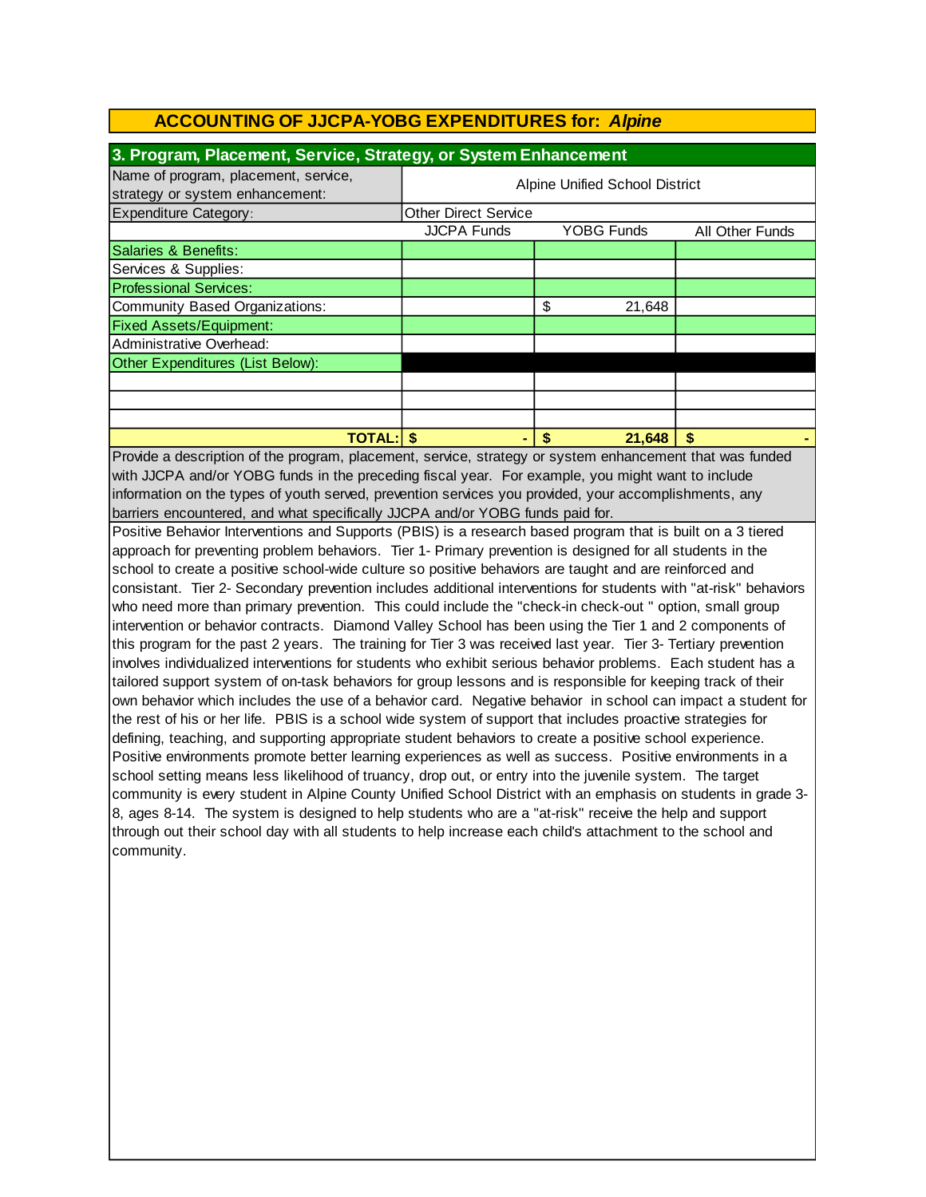## ACCOUNTING OF JJCPA-YOBG EXPENDITURES for: *Alpine*

### 3. Program, Placement, Service, Strategy, or System Enhancement

| Name of program, placement, service, strategy or system enhancement: | Alpine Unified School District | | |
|---|---|---|---|
| Expenditure Category: | Other Direct Service | | |
| | JJCPA Funds | YOBG Funds | All Other Funds |
| Salaries & Benefits: | | | |
| Services & Supplies: | | | |
| Professional Services: | | | |
| Community Based Organizations: | | $ 21,648 | |
| Fixed Assets/Equipment: | | | |
| Administrative Overhead: | | | |
| Other Expenditures (List Below): | | | |
| | | | |
| | | | |
| | | | |
| **TOTAL:** | **$ -** | **$ 21,648** | **$ -** |

Provide a description of the program, placement, service, strategy or system enhancement that was funded with JJCPA and/or YOBG funds in the preceding fiscal year. For example, you might want to include information on the types of youth served, prevention services you provided, your accomplishments, any barriers encountered, and what specifically JJCPA and/or YOBG funds paid for.

Positive Behavior Interventions and Supports (PBIS) is a research based program that is built on a 3 tiered approach for preventing problem behaviors. Tier 1- Primary prevention is designed for all students in the school to create a positive school-wide culture so positive behaviors are taught and are reinforced and consistant. Tier 2- Secondary prevention includes additional interventions for students with "at-risk" behaviors who need more than primary prevention. This could include the "check-in check-out " option, small group intervention or behavior contracts. Diamond Valley School has been using the Tier 1 and 2 components of this program for the past 2 years. The training for Tier 3 was received last year. Tier 3- Tertiary prevention involves individualized interventions for students who exhibit serious behavior problems. Each student has a tailored support system of on-task behaviors for group lessons and is responsible for keeping track of their own behavior which includes the use of a behavior card. Negative behavior in school can impact a student for the rest of his or her life. PBIS is a school wide system of support that includes proactive strategies for defining, teaching, and supporting appropriate student behaviors to create a positive school experience. Positive environments promote better learning experiences as well as success. Positive environments in a school setting means less likelihood of truancy, drop out, or entry into the juvenile system. The target community is every student in Alpine County Unified School District with an emphasis on students in grade 3-8, ages 8-14. The system is designed to help students who are a "at-risk" receive the help and support through out their school day with all students to help increase each child's attachment to the school and community.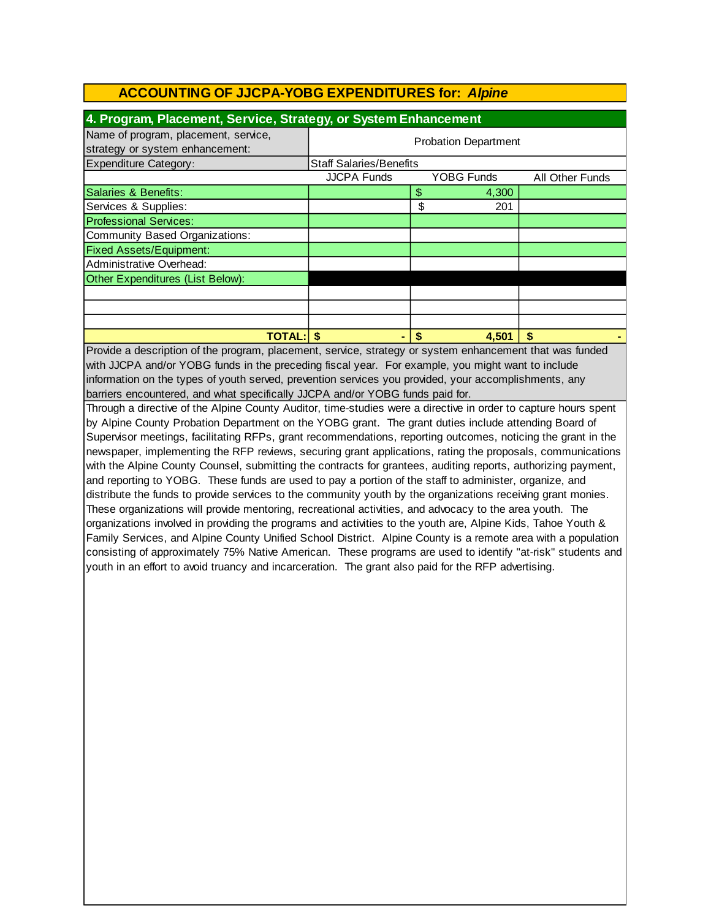## ACCOUNTING OF JJCPA-YOBG EXPENDITURES for: *Alpine*

### 4. Program, Placement, Service, Strategy, or System Enhancement

| | | | |
|---|---|---|---|
| Name of program, placement, service, strategy or system enhancement: | Probation Department | | |
| Expenditure Category: | Staff Salaries/Benefits | | |
| | JJCPA Funds | YOBG Funds | All Other Funds |
| Salaries & Benefits: | | $ 4,300 | |
| Services & Supplies: | | $ 201 | |
| Professional Services: | | | |
| Community Based Organizations: | | | |
| Fixed Assets/Equipment: | | | |
| Administrative Overhead: | | | |
| Other Expenditures (List Below): | | | |
| | | | |
| | | | |
| | | | |
| **TOTAL:** | **$ -** | **$ 4,501** | **$ -** |

Provide a description of the program, placement, service, strategy or system enhancement that was funded with JJCPA and/or YOBG funds in the preceding fiscal year. For example, you might want to include information on the types of youth served, prevention services you provided, your accomplishments, any barriers encountered, and what specifically JJCPA and/or YOBG funds paid for.

Through a directive of the Alpine County Auditor, time-studies were a directive in order to capture hours spent by Alpine County Probation Department on the YOBG grant. The grant duties include attending Board of Supervisor meetings, facilitating RFPs, grant recommendations, reporting outcomes, noticing the grant in the newspaper, implementing the RFP reviews, securing grant applications, rating the proposals, communications with the Alpine County Counsel, submitting the contracts for grantees, auditing reports, authorizing payment, and reporting to YOBG. These funds are used to pay a portion of the staff to administer, organize, and distribute the funds to provide services to the community youth by the organizations receiving grant monies. These organizations will provide mentoring, recreational activities, and advocacy to the area youth. The organizations involved in providing the programs and activities to the youth are, Alpine Kids, Tahoe Youth & Family Services, and Alpine County Unified School District. Alpine County is a remote area with a population consisting of approximately 75% Native Amercian. These programs are used to identify "at-risk" students and youth in an effort to avoid truancy and incarceration. The grant also paid for the RFP advertising.